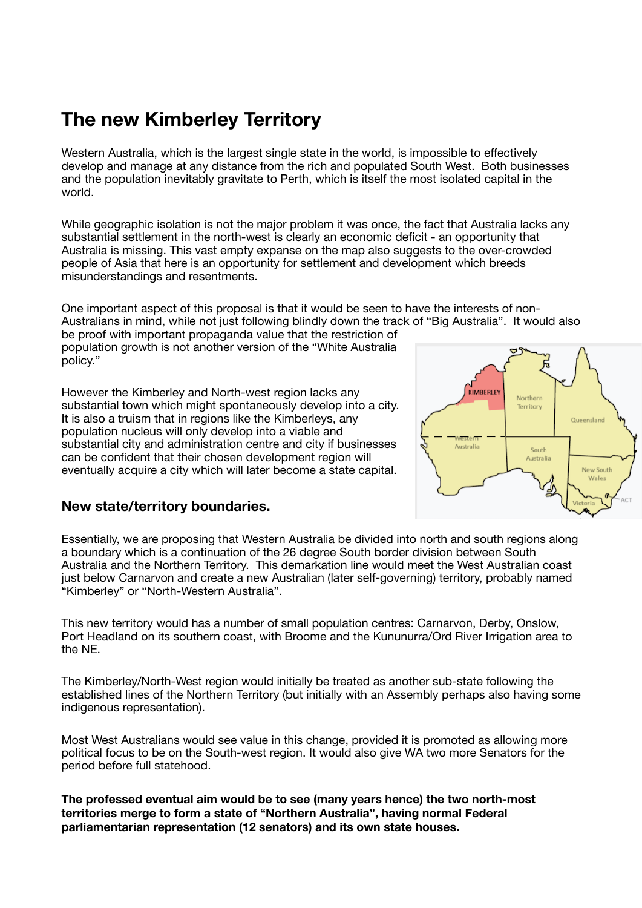# The new Kimberley Territory

Western Australia, which is the largest single state in the world, is impossible to effectively develop and manage at any distance from the rich and populated South West. Both businesses and the population inevitably gravitate to Perth, which is itself the most isolated capital in the world.

While geographic isolation is not the major problem it was once, the fact that Australia lacks any substantial settlement in the north-west is clearly an economic deficit - an opportunity that Australia is missing. This vast empty expanse on the map also suggests to the over-crowded people of Asia that here is an opportunity for settlement and development which breeds misunderstandings and resentments.

One important aspect of this proposal is that it would be seen to have the interests of non-Australians in mind, while not just following blindly down the track of "Big Australia". It would also be proof with important propaganda value that the restriction of population growth is not another version of the "White Australia policy."

However the Kimberley and North-west region lacks any substantial town which might spontaneously develop into a city. It is also a truism that in regions like the Kimberleys, any population nucleus will only develop into a viable and substantial city and administration centre and city if businesses can be confident that their chosen development region will eventually acquire a city which will later become a state capital.

## New state/territory boundaries.

Essentially, we are proposing that Western Australia be divided into north and south regions along a boundary which is a continuation of the 26 degree South border division between South Australia and the Northern Territory. This demarkation line would meet the West Australian coast just below Carnarvon and create a new Australian (later self-governing) territory, probably named "Kimberley" or "North-Western Australia".

This new territory would has a number of small population centres: Carnarvon, Derby, Onslow, Port Headland on its southern coast, with Broome and the Kununurra/Ord River Irrigation area to the NE.

The Kimberley/North-West region would initially be treated as another sub-state following the established lines of the Northern Territory (but initially with an Assembly perhaps also having some indigenous representation).

Most West Australians would see value in this change, provided it is promoted as allowing more political focus to be on the South-west region. It would also give WA two more Senators for the period before full statehood.

**The professed eventual aim would be to see (many years hence) the two north-most territories merge to form a state of "Northern Australia", having normal Federal parliamentarian representation (12 senators) and its own state houses.**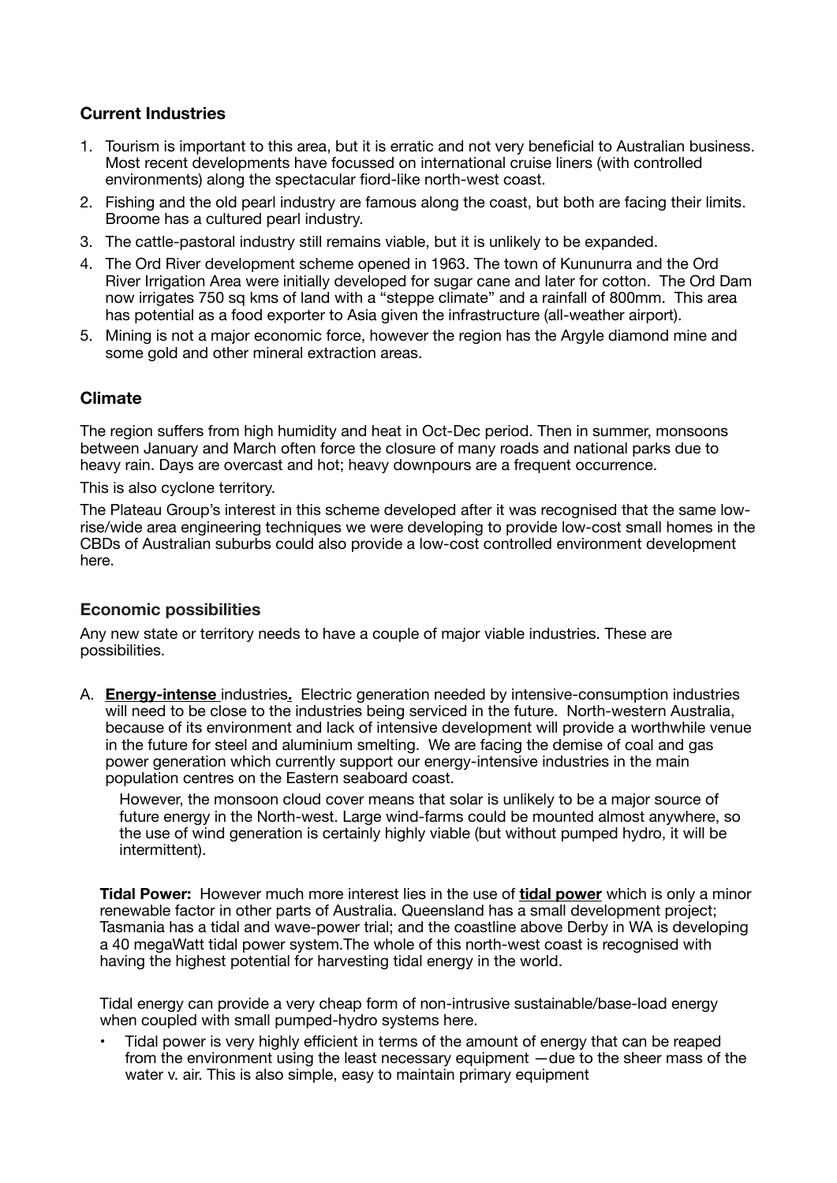### Current Industries

1. Tourism is important to this area, but it is erratic and not very beneficial to Australian business. Most recent developments have focussed on international cruise liners (with controlled environments) along the spectacular fiord-like north-west coast.
2. Fishing and the old pearl industry are famous along the coast, but both are facing their limits. Broome has a cultured pearl industry.
3. The cattle-pastoral industry still remains viable, but it is unlikely to be expanded.
4. The Ord River development scheme opened in 1963. The town of Kununurra and the Ord River Irrigation Area were initially developed for sugar cane and later for cotton. The Ord Dam now irrigates 750 sq kms of land with a "steppe climate" and a rainfall of 800mm. This area has potential as a food exporter to Asia given the infrastructure (all-weather airport).
5. Mining is not a major economic force, however the region has the Argyle diamond mine and some gold and other mineral extraction areas.

### Climate

The region suffers from high humidity and heat in Oct-Dec period. Then in summer, monsoons between January and March often force the closure of many roads and national parks due to heavy rain. Days are overcast and hot; heavy downpours are a frequent occurrence.

This is also cyclone territory.

The Plateau Group's interest in this scheme developed after it was recognised that the same low-rise/wide area engineering techniques we were developing to provide low-cost small homes in the CBDs of Australian suburbs could also provide a low-cost controlled environment development here.

### Economic possibilities

Any new state or territory needs to have a couple of major viable industries. These are possibilities.

A. **Energy-intense** industries**.** Electric generation needed by intensive-consumption industries will need to be close to the industries being serviced in the future. North-western Australia, because of its environment and lack of intensive development will provide a worthwhile venue in the future for steel and aluminium smelting. We are facing the demise of coal and gas power generation which currently support our energy-intensive industries in the main population centres on the Eastern seaboard coast.

   However, the monsoon cloud cover means that solar is unlikely to be a major source of future energy in the North-west. Large wind-farms could be mounted almost anywhere, so the use of wind generation is certainly highly viable (but without pumped hydro, it will be intermittent).

**Tidal Power:** However much more interest lies in the use of **tidal power** which is only a minor renewable factor in other parts of Australia. Queensland has a small development project; Tasmania has a tidal and wave-power trial; and the coastline above Derby in WA is developing a 40 megaWatt tidal power system.The whole of this north-west coast is recognised with having the highest potential for harvesting tidal energy in the world.

Tidal energy can provide a very cheap form of non-intrusive sustainable/base-load energy when coupled with small pumped-hydro systems here.

- Tidal power is very highly efficient in terms of the amount of energy that can be reaped from the environment using the least necessary equipment —due to the sheer mass of the water v. air. This is also simple, easy to maintain primary equipment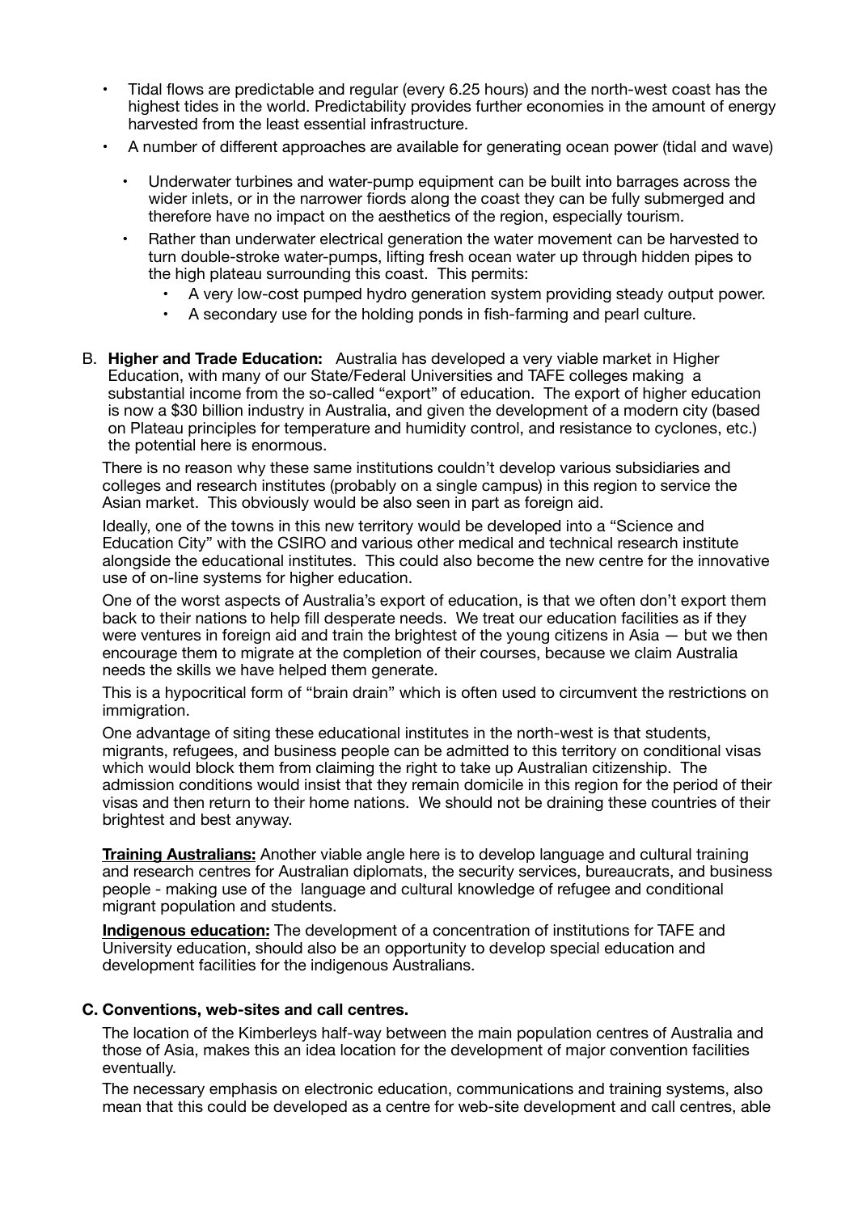- Tidal flows are predictable and regular (every 6.25 hours) and the north-west coast has the highest tides in the world. Predictability provides further economies in the amount of energy harvested from the least essential infrastructure.
- A number of different approaches are available for generating ocean power (tidal and wave)
  - Underwater turbines and water-pump equipment can be built into barrages across the wider inlets, or in the narrower fiords along the coast they can be fully submerged and therefore have no impact on the aesthetics of the region, especially tourism.
  - Rather than underwater electrical generation the water movement can be harvested to turn double-stroke water-pumps, lifting fresh ocean water up through hidden pipes to the high plateau surrounding this coast. This permits:
    - A very low-cost pumped hydro generation system providing steady output power.
    - A secondary use for the holding ponds in fish-farming and pearl culture.

B. **Higher and Trade Education:** Australia has developed a very viable market in Higher Education, with many of our State/Federal Universities and TAFE colleges making a substantial income from the so-called "export" of education. The export of higher education is now a $30 billion industry in Australia, and given the development of a modern city (based on Plateau principles for temperature and humidity control, and resistance to cyclones, etc.) the potential here is enormous.

There is no reason why these same institutions couldn't develop various subsidiaries and colleges and research institutes (probably on a single campus) in this region to service the Asian market. This obviously would be also seen in part as foreign aid.

Ideally, one of the towns in this new territory would be developed into a "Science and Education City" with the CSIRO and various other medical and technical research institute alongside the educational institutes. This could also become the new centre for the innovative use of on-line systems for higher education.

One of the worst aspects of Australia's export of education, is that we often don't export them back to their nations to help fill desperate needs. We treat our education facilities as if they were ventures in foreign aid and train the brightest of the young citizens in Asia — but we then encourage them to migrate at the completion of their courses, because we claim Australia needs the skills we have helped them generate.

This is a hypocritical form of "brain drain" which is often used to circumvent the restrictions on immigration.

One advantage of siting these educational institutes in the north-west is that students, migrants, refugees, and business people can be admitted to this territory on conditional visas which would block them from claiming the right to take up Australian citizenship. The admission conditions would insist that they remain domicile in this region for the period of their visas and then return to their home nations. We should not be draining these countries of their brightest and best anyway.

**Training Australians:** Another viable angle here is to develop language and cultural training and research centres for Australian diplomats, the security services, bureaucrats, and business people - making use of the language and cultural knowledge of refugee and conditional migrant population and students.

**Indigenous education:** The development of a concentration of institutions for TAFE and University education, should also be an opportunity to develop special education and development facilities for the indigenous Australians.

**C. Conventions, web-sites and call centres.**

The location of the Kimberleys half-way between the main population centres of Australia and those of Asia, makes this an idea location for the development of major convention facilities eventually.

The necessary emphasis on electronic education, communications and training systems, also mean that this could be developed as a centre for web-site development and call centres, able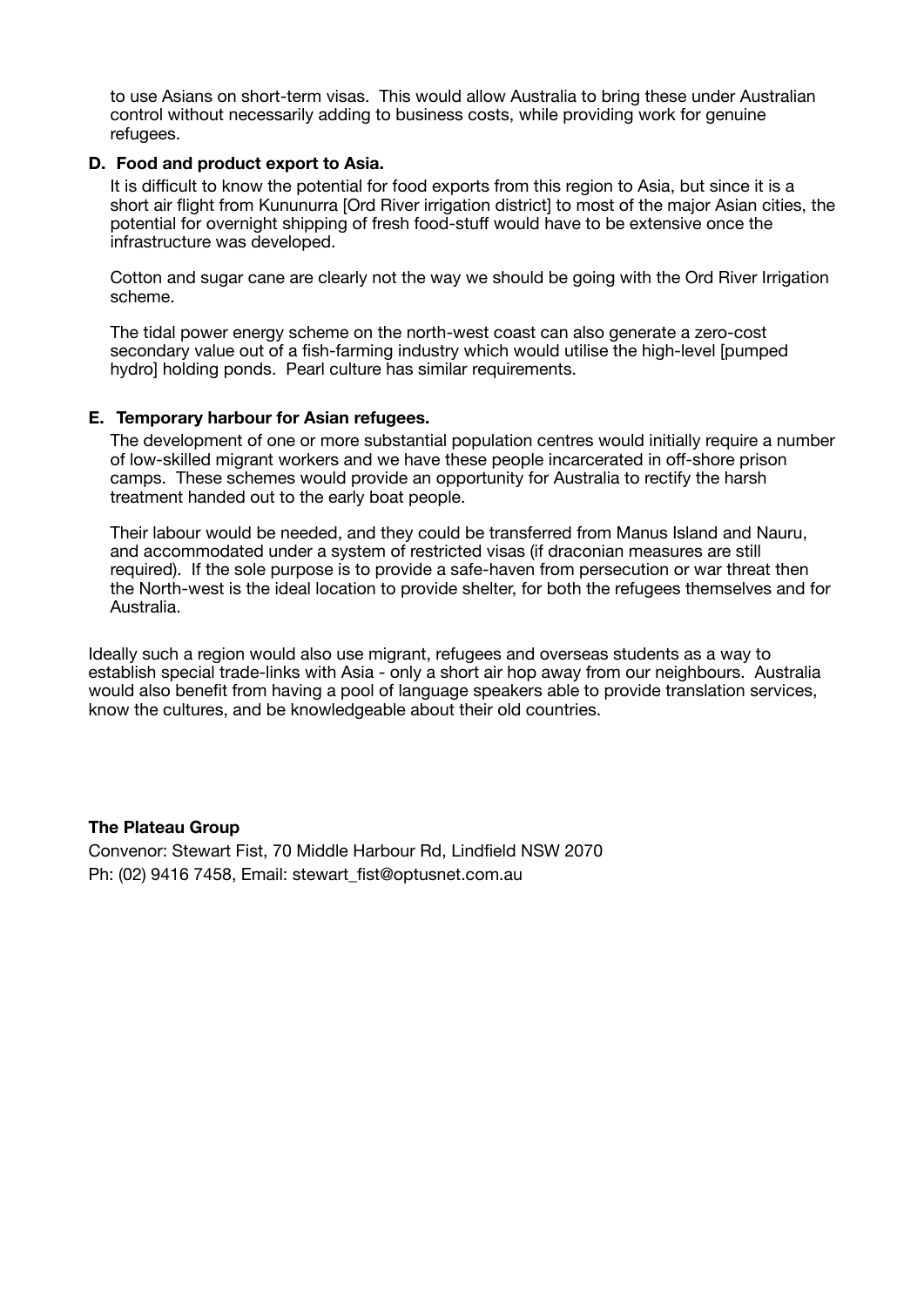to use Asians on short-term visas. This would allow Australia to bring these under Australian control without necessarily adding to business costs, while providing work for genuine refugees.

**D. Food and product export to Asia.**

It is difficult to know the potential for food exports from this region to Asia, but since it is a short air flight from Kununurra [Ord River irrigation district] to most of the major Asian cities, the potential for overnight shipping of fresh food-stuff would have to be extensive once the infrastructure was developed.

Cotton and sugar cane are clearly not the way we should be going with the Ord River Irrigation scheme.

The tidal power energy scheme on the north-west coast can also generate a zero-cost secondary value out of a fish-farming industry which would utilise the high-level [pumped hydro] holding ponds. Pearl culture has similar requirements.

**E. Temporary harbour for Asian refugees.**

The development of one or more substantial population centres would initially require a number of low-skilled migrant workers and we have these people incarcerated in off-shore prison camps. These schemes would provide an opportunity for Australia to rectify the harsh treatment handed out to the early boat people.

Their labour would be needed, and they could be transferred from Manus Island and Nauru, and accommodated under a system of restricted visas (if draconian measures are still required). If the sole purpose is to provide a safe-haven from persecution or war threat then the North-west is the ideal location to provide shelter, for both the refugees themselves and for Australia.

Ideally such a region would also use migrant, refugees and overseas students as a way to establish special trade-links with Asia - only a short air hop away from our neighbours. Australia would also benefit from having a pool of language speakers able to provide translation services, know the cultures, and be knowledgeable about their old countries.

**The Plateau Group**

Convenor: Stewart Fist, 70 Middle Harbour Rd, Lindfield NSW 2070

Ph: (02) 9416 7458, Email: stewart_fist@optusnet.com.au